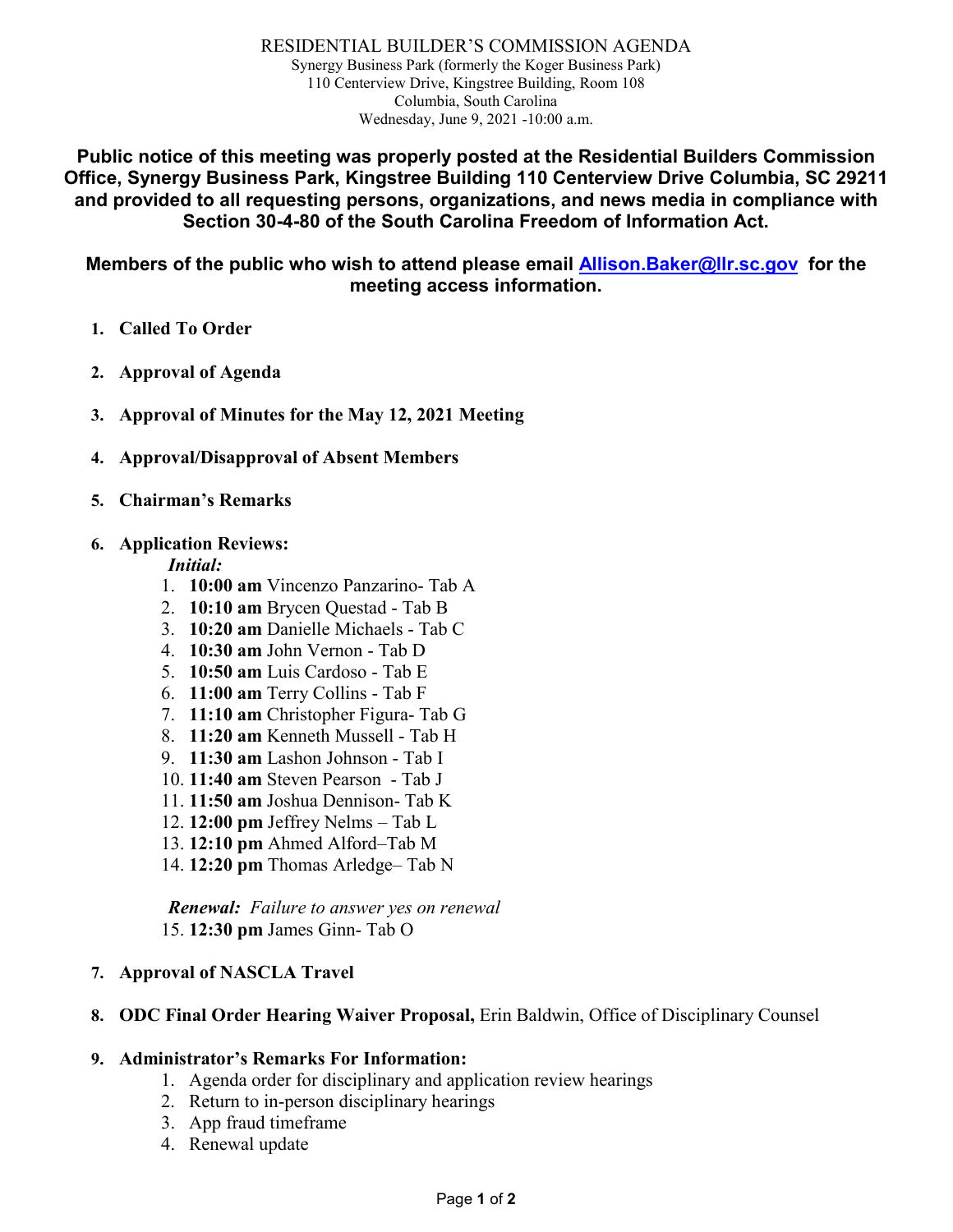# RESIDENTIAL BUILDER'S COMMISSION AGENDA

Synergy Business Park (formerly the Koger Business Park)
110 Centerview Drive, Kingstree Building, Room 108
Columbia, South Carolina
Wednesday, June 9, 2021 -10:00 a.m.

**Public notice of this meeting was properly posted at the Residential Builders Commission Office, Synergy Business Park, Kingstree Building 110 Centerview Drive Columbia, SC 29211 and provided to all requesting persons, organizations, and news media in compliance with Section 30-4-80 of the South Carolina Freedom of Information Act.**

**Members of the public who wish to attend please email Allison.Baker@llr.sc.gov for the meeting access information.**

1. **Called To Order**
2. **Approval of Agenda**
3. **Approval of Minutes for the May 12, 2021 Meeting**
4. **Approval/Disapproval of Absent Members**
5. **Chairman's Remarks**
6. **Application Reviews:**

   ***Initial:***

   1. **10:00 am** Vincenzo Panzarino- Tab A
   2. **10:10 am** Brycen Questad - Tab B
   3. **10:20 am** Danielle Michaels - Tab C
   4. **10:30 am** John Vernon - Tab D
   5. **10:50 am** Luis Cardoso - Tab E
   6. **11:00 am** Terry Collins - Tab F
   7. **11:10 am** Christopher Figura- Tab G
   8. **11:20 am** Kenneth Mussell - Tab H
   9. **11:30 am** Lashon Johnson - Tab I
   10. **11:40 am** Steven Pearson - Tab J
   11. **11:50 am** Joshua Dennison- Tab K
   12. **12:00 pm** Jeffrey Nelms – Tab L
   13. **12:10 pm** Ahmed Alford–Tab M
   14. **12:20 pm** Thomas Arledge– Tab N

   ***Renewal:*** *Failure to answer yes on renewal*

   15. **12:30 pm** James Ginn- Tab O

7. **Approval of NASCLA Travel**
8. **ODC Final Order Hearing Waiver Proposal,** Erin Baldwin, Office of Disciplinary Counsel
9. **Administrator's Remarks For Information:**
   1. Agenda order for disciplinary and application review hearings
   2. Return to in-person disciplinary hearings
   3. App fraud timeframe
   4. Renewal update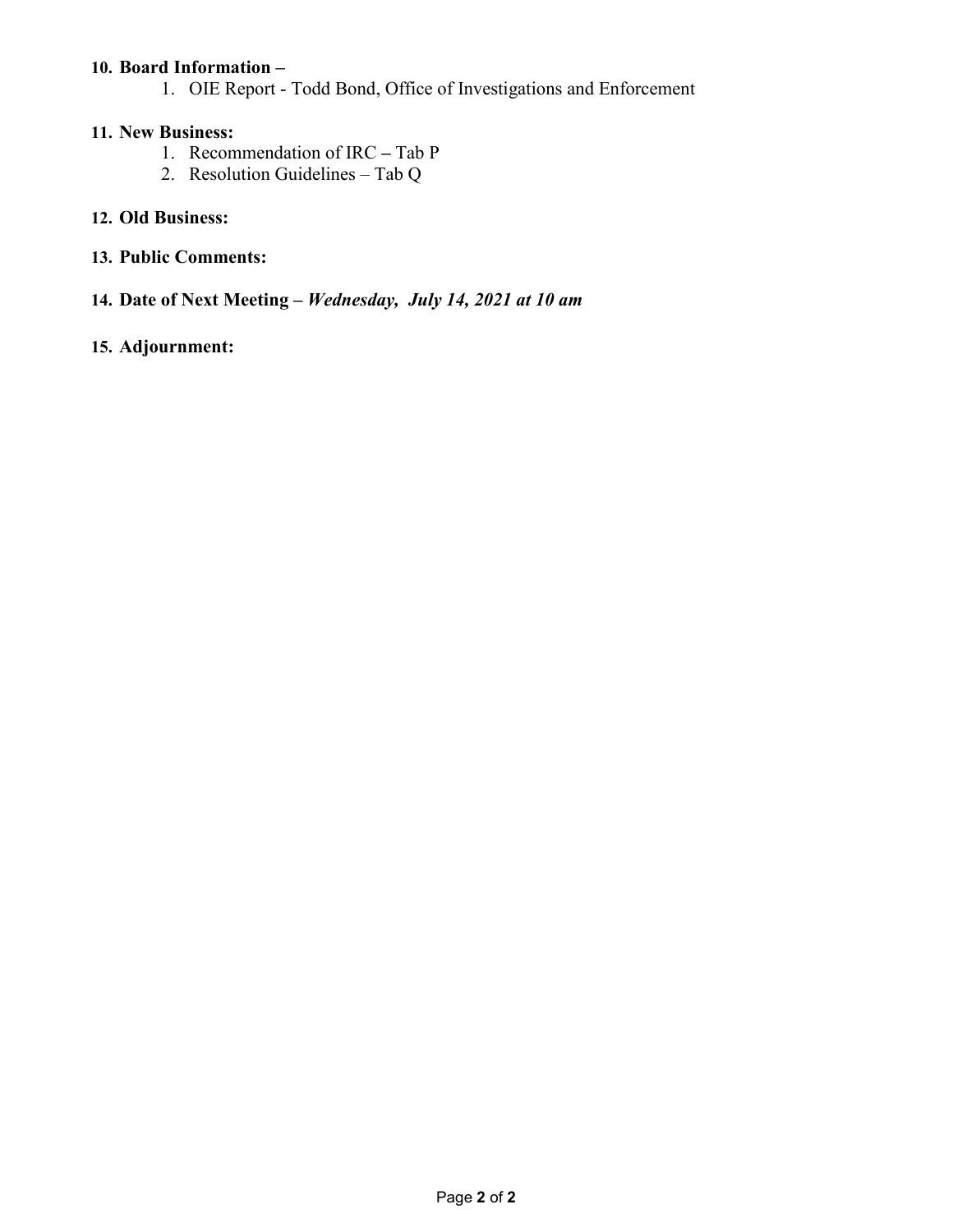**10. Board Information –**

1. OIE Report - Todd Bond, Office of Investigations and Enforcement

**11. New Business:**

1. Recommendation of IRC – Tab P
2. Resolution Guidelines – Tab Q

**12. Old Business:**

**13. Public Comments:**

**14. Date of Next Meeting –** ***Wednesday, July 14, 2021 at 10 am***

**15. Adjournment:**